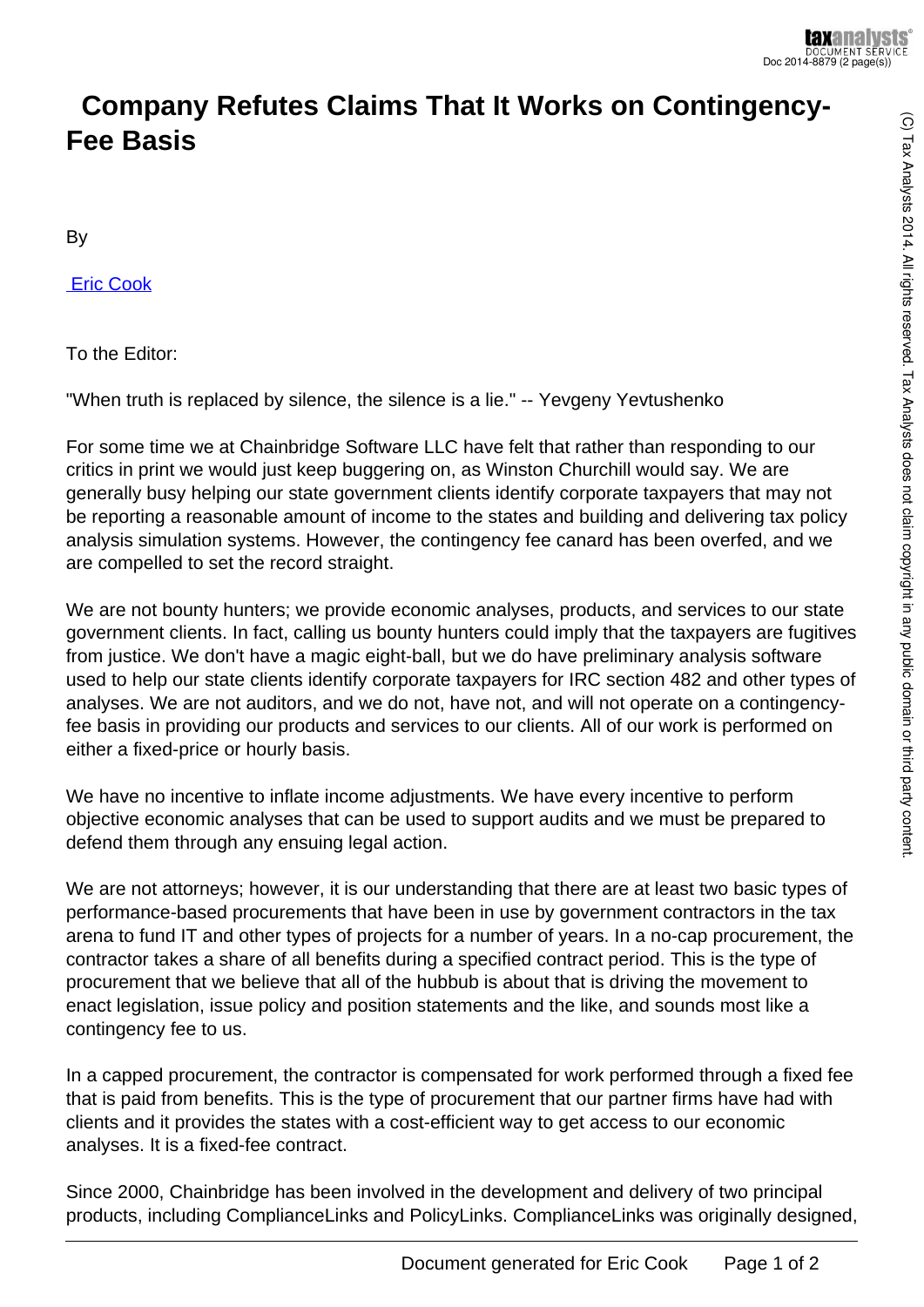# Company Refutes Claims That It Works on Contingency-Fee Basis

By

Eric Cook

To the Editor:

"When truth is replaced by silence, the silence is a lie." -- Yevgeny Yevtushenko

For some time we at Chainbridge Software LLC have felt that rather than responding to our critics in print we would just keep buggering on, as Winston Churchill would say. We are generally busy helping our state government clients identify corporate taxpayers that may not be reporting a reasonable amount of income to the states and building and delivering tax policy analysis simulation systems. However, the contingency fee canard has been overfed, and we are compelled to set the record straight.

We are not bounty hunters; we provide economic analyses, products, and services to our state government clients. In fact, calling us bounty hunters could imply that the taxpayers are fugitives from justice. We don't have a magic eight-ball, but we do have preliminary analysis software used to help our state clients identify corporate taxpayers for IRC section 482 and other types of analyses. We are not auditors, and we do not, have not, and will not operate on a contingency-fee basis in providing our products and services to our clients. All of our work is performed on either a fixed-price or hourly basis.

We have no incentive to inflate income adjustments. We have every incentive to perform objective economic analyses that can be used to support audits and we must be prepared to defend them through any ensuing legal action.

We are not attorneys; however, it is our understanding that there are at least two basic types of performance-based procurements that have been in use by government contractors in the tax arena to fund IT and other types of projects for a number of years. In a no-cap procurement, the contractor takes a share of all benefits during a specified contract period. This is the type of procurement that we believe that all of the hubbub is about that is driving the movement to enact legislation, issue policy and position statements and the like, and sounds most like a contingency fee to us.

In a capped procurement, the contractor is compensated for work performed through a fixed fee that is paid from benefits. This is the type of procurement that our partner firms have had with clients and it provides the states with a cost-efficient way to get access to our economic analyses. It is a fixed-fee contract.

Since 2000, Chainbridge has been involved in the development and delivery of two principal products, including ComplianceLinks and PolicyLinks. ComplianceLinks was originally designed,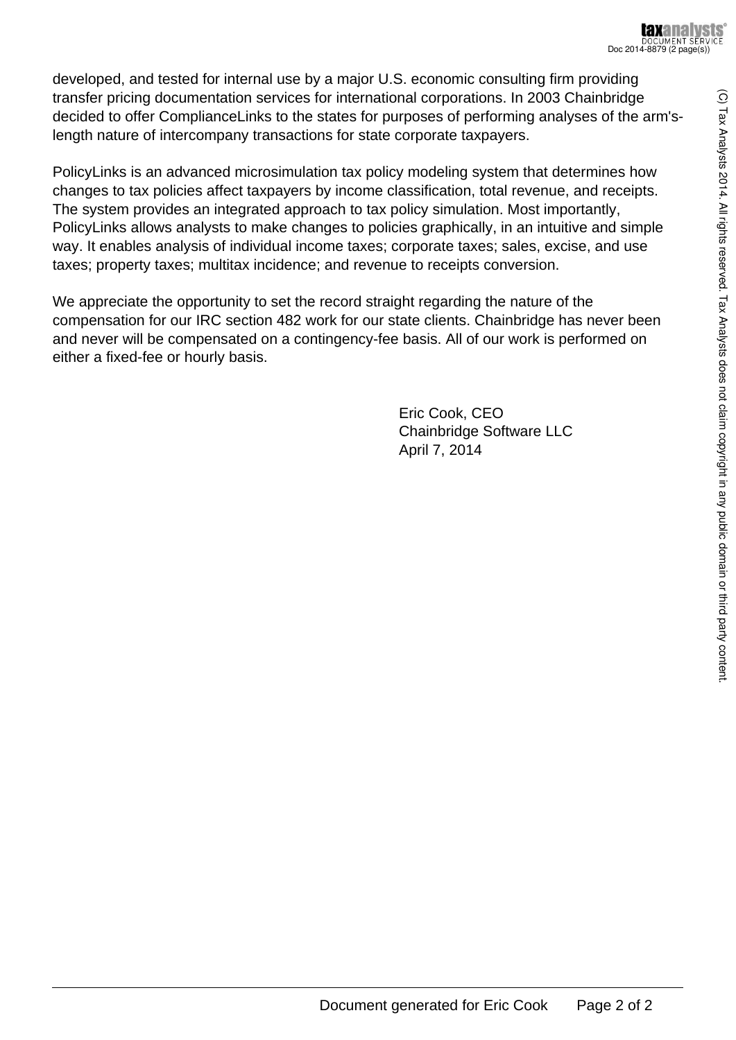developed, and tested for internal use by a major U.S. economic consulting firm providing transfer pricing documentation services for international corporations. In 2003 Chainbridge decided to offer ComplianceLinks to the states for purposes of performing analyses of the arm's-length nature of intercompany transactions for state corporate taxpayers.

PolicyLinks is an advanced microsimulation tax policy modeling system that determines how changes to tax policies affect taxpayers by income classification, total revenue, and receipts. The system provides an integrated approach to tax policy simulation. Most importantly, PolicyLinks allows analysts to make changes to policies graphically, in an intuitive and simple way. It enables analysis of individual income taxes; corporate taxes; sales, excise, and use taxes; property taxes; multitax incidence; and revenue to receipts conversion.

We appreciate the opportunity to set the record straight regarding the nature of the compensation for our IRC section 482 work for our state clients. Chainbridge has never been and never will be compensated on a contingency-fee basis. All of our work is performed on either a fixed-fee or hourly basis.

Eric Cook, CEO
Chainbridge Software LLC
April 7, 2014